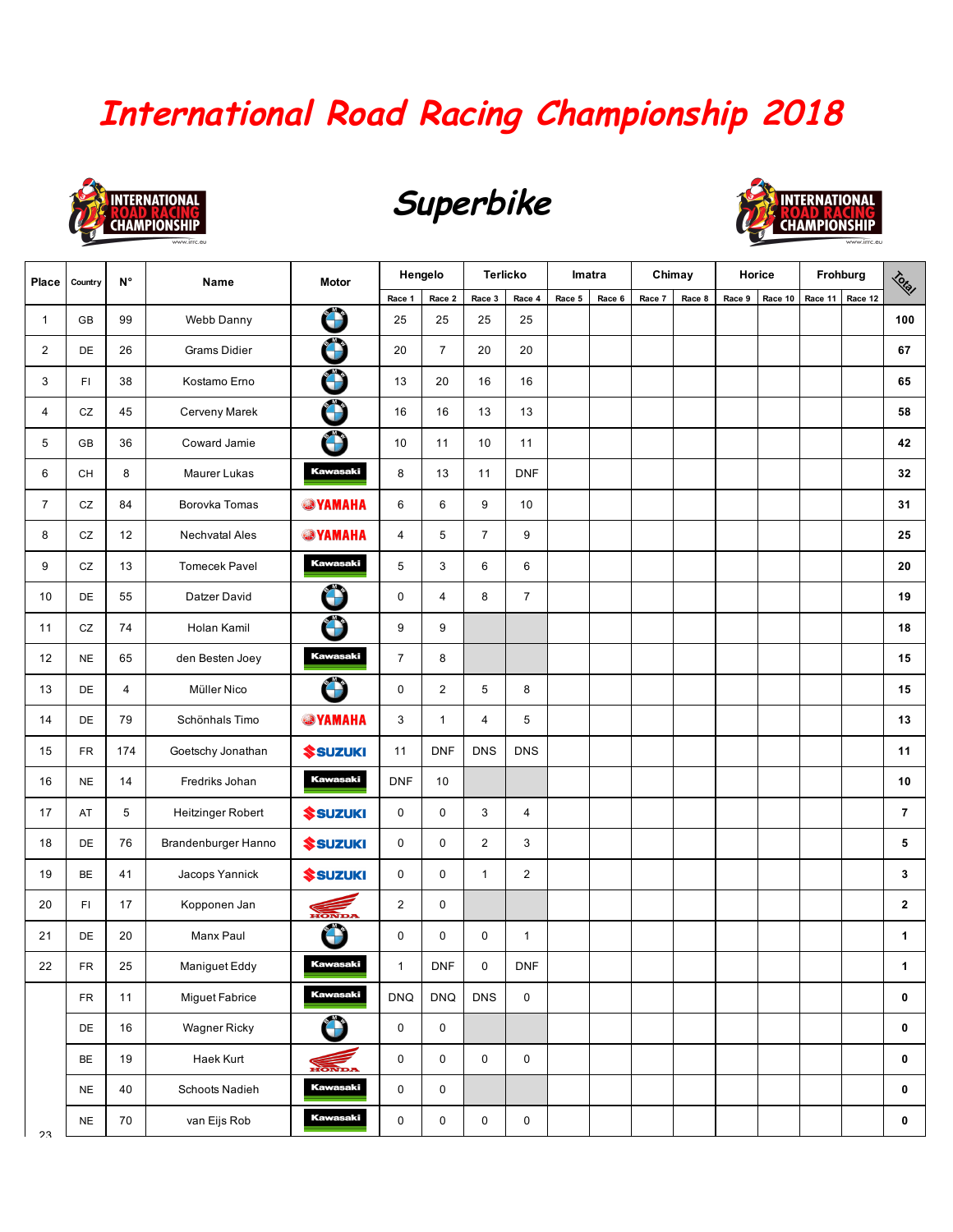# International Road Racing Championship 2018

## Superbike

| Place | Country | N° | Name | Motor | Hengelo | | Terlicko | | Imatra | | Chimay | | Horice | | Frohburg | | Total |
|---|---|---|---|---|---|---|---|---|---|---|---|---|---|---|---|---|---|
| | | | | | Race 1 | Race 2 | Race 3 | Race 4 | Race 5 | Race 6 | Race 7 | Race 8 | Race 9 | Race 10 | Race 11 | Race 12 | |
| 1 | GB | 99 | Webb Danny | BMW | 25 | 25 | 25 | 25 | | | | | | | | | 100 |
| 2 | DE | 26 | Grams Didier | BMW | 20 | 7 | 20 | 20 | | | | | | | | | 67 |
| 3 | FI | 38 | Kostamo Erno | BMW | 13 | 20 | 16 | 16 | | | | | | | | | 65 |
| 4 | CZ | 45 | Cerveny Marek | BMW | 16 | 16 | 13 | 13 | | | | | | | | | 58 |
| 5 | GB | 36 | Coward Jamie | BMW | 10 | 11 | 10 | 11 | | | | | | | | | 42 |
| 6 | CH | 8 | Maurer Lukas | Kawasaki | 8 | 13 | 11 | DNF | | | | | | | | | 32 |
| 7 | CZ | 84 | Borovka Tomas | YAMAHA | 6 | 6 | 9 | 10 | | | | | | | | | 31 |
| 8 | CZ | 12 | Nechvatal Ales | YAMAHA | 4 | 5 | 7 | 9 | | | | | | | | | 25 |
| 9 | CZ | 13 | Tomecek Pavel | Kawasaki | 5 | 3 | 6 | 6 | | | | | | | | | 20 |
| 10 | DE | 55 | Datzer David | BMW | 0 | 4 | 8 | 7 | | | | | | | | | 19 |
| 11 | CZ | 74 | Holan Kamil | BMW | 9 | 9 | | | | | | | | | | | 18 |
| 12 | NE | 65 | den Besten Joey | Kawasaki | 7 | 8 | | | | | | | | | | | 15 |
| 13 | DE | 4 | Müller Nico | BMW | 0 | 2 | 5 | 8 | | | | | | | | | 15 |
| 14 | DE | 79 | Schönhals Timo | YAMAHA | 3 | 1 | 4 | 5 | | | | | | | | | 13 |
| 15 | FR | 174 | Goetschy Jonathan | SUZUKI | 11 | DNF | DNS | DNS | | | | | | | | | 11 |
| 16 | NE | 14 | Fredriks Johan | Kawasaki | DNF | 10 | | | | | | | | | | | 10 |
| 17 | AT | 5 | Heitzinger Robert | SUZUKI | 0 | 0 | 3 | 4 | | | | | | | | | 7 |
| 18 | DE | 76 | Brandenburger Hanno | SUZUKI | 0 | 0 | 2 | 3 | | | | | | | | | 5 |
| 19 | BE | 41 | Jacops Yannick | SUZUKI | 0 | 0 | 1 | 2 | | | | | | | | | 3 |
| 20 | FI | 17 | Kopponen Jan | HONDA | 2 | 0 | | | | | | | | | | | 2 |
| 21 | DE | 20 | Manx Paul | BMW | 0 | 0 | 0 | 1 | | | | | | | | | 1 |
| 22 | FR | 25 | Maniguet Eddy | Kawasaki | 1 | DNF | 0 | DNF | | | | | | | | | 1 |
| 23 | FR | 11 | Miguet Fabrice | Kawasaki | DNQ | DNQ | DNS | 0 | | | | | | | | | 0 |
| | DE | 16 | Wagner Ricky | BMW | 0 | 0 | | | | | | | | | | | 0 |
| | BE | 19 | Haek Kurt | HONDA | 0 | 0 | 0 | 0 | | | | | | | | | 0 |
| | NE | 40 | Schoots Nadieh | Kawasaki | 0 | 0 | | | | | | | | | | | 0 |
| | NE | 70 | van Eijs Rob | Kawasaki | 0 | 0 | 0 | 0 | | | | | | | | | 0 |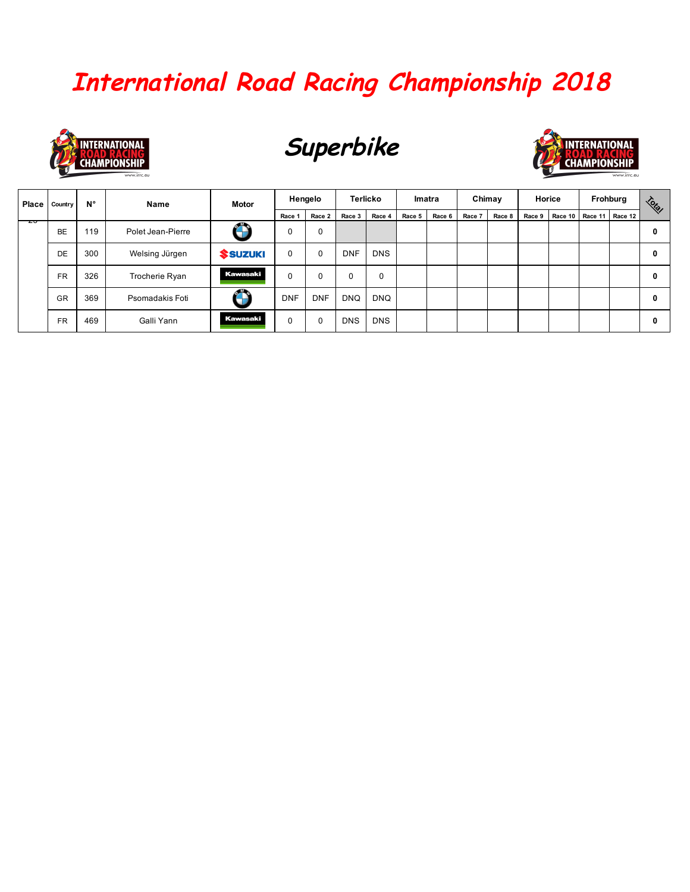# International Road Racing Championship 2018

## Superbike

| Place | Country | N° | Name | Motor | Hengelo | | Terlicko | | Imatra | | Chimay | | Horice | | Frohburg | | Total |
|---|---|---|---|---|---|---|---|---|---|---|---|---|---|---|---|---|---|
| | | | | | Race 1 | Race 2 | Race 3 | Race 4 | Race 5 | Race 6 | Race 7 | Race 8 | Race 9 | Race 10 | Race 11 | Race 12 | |
| 23 | BE | 119 | Polet Jean-Pierre | BMW | 0 | 0 | | | | | | | | | | | 0 |
| | DE | 300 | Welsing Jürgen | SUZUKI | 0 | 0 | DNF | DNS | | | | | | | | | 0 |
| | FR | 326 | Trocherie Ryan | Kawasaki | 0 | 0 | 0 | 0 | | | | | | | | | 0 |
| | GR | 369 | Psomadakis Foti | BMW | DNF | DNF | DNQ | DNQ | | | | | | | | | 0 |
| | FR | 469 | Galli Yann | Kawasaki | 0 | 0 | DNS | DNS | | | | | | | | | 0 |